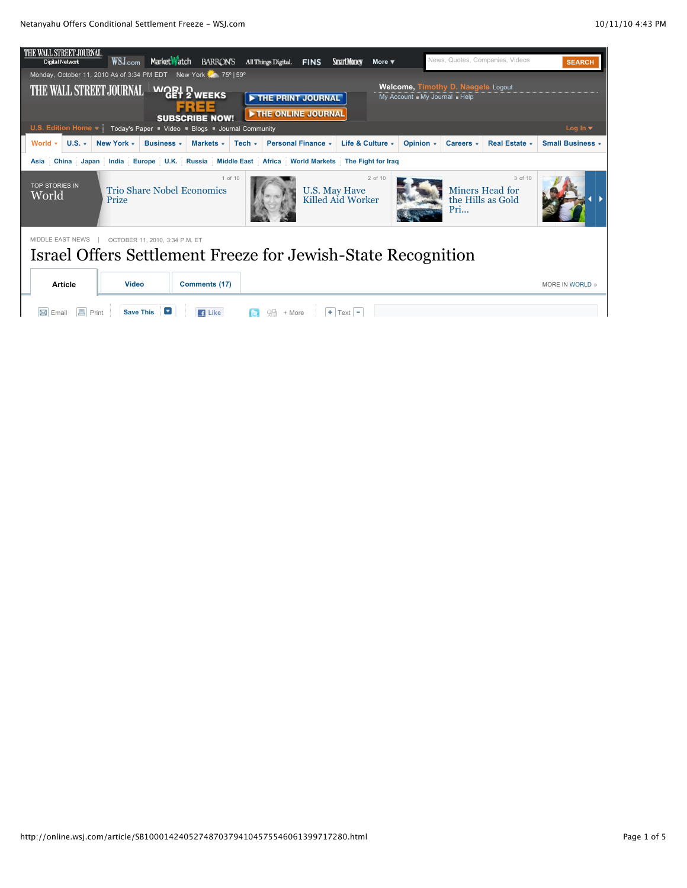THE WALL STREET JOURNAL. Digital Network | WSJ.com | MarketWatch | BARRON'S | All Things Digital | FINS | SmartMoney | More

News, Quotes, Companies, Videos SEARCH

Monday, October 11, 2010 As of 3:34 PM EDT New York 75° | 59°

THE WALL STREET JOURNAL. WORLD

GET 2 WEEKS FREE SUBSCRIBE NOW! THE PRINT JOURNAL THE ONLINE JOURNAL

Welcome, Timothy D. Naegele Logout
My Account My Journal Help

U.S. Edition Home | Today's Paper Video Blogs Journal Community Log In

World | U.S. | New York | Business | Markets | Tech | Personal Finance | Life & Culture | Opinion | Careers | Real Estate | Small Business

Asia | China | Japan | India | Europe | U.K. | Russia | Middle East | Africa | World Markets | The Fight for Iraq

TOP STORIES IN World

1 of 10 Trio Share Nobel Economics Prize

2 of 10 U.S. May Have Killed Aid Worker

3 of 10 Miners Head for the Hills as Gold Pri...

MIDDLE EAST NEWS | OCTOBER 11, 2010, 3:34 P.M. ET

# Israel Offers Settlement Freeze for Jewish-State Recognition

Article | Video | Comments (17) MORE IN WORLD »

Email Print Save This Like + More + Text −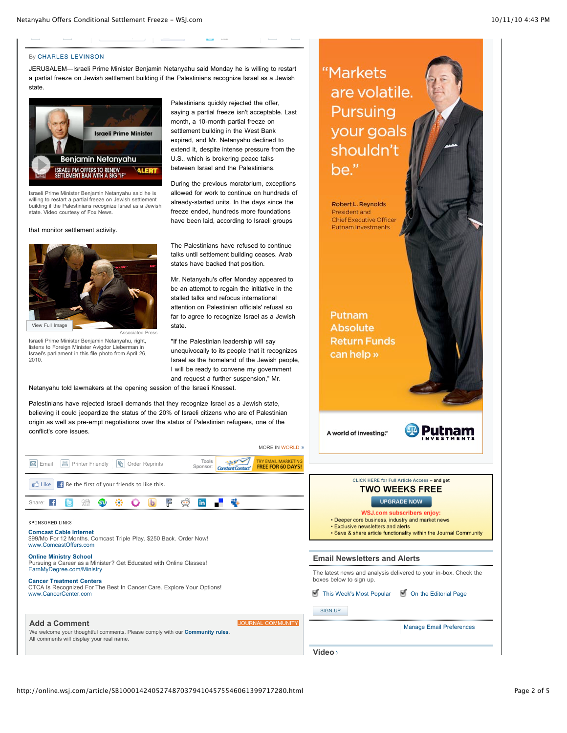By CHARLES LEVINSON

JERUSALEM—Israeli Prime Minister Benjamin Netanyahu said Monday he is willing to restart a partial freeze on Jewish settlement building if the Palestinians recognize Israel as a Jewish state.

Israeli Prime Minister Benjamin Netanyahu said he is willing to restart a partial freeze on Jewish settlement building if the Palestinians recognize Israel as a Jewish state. Video courtesy of Fox News.

Palestinians quickly rejected the offer, saying a partial freeze isn't acceptable. Last month, a 10-month partial freeze on settlement building in the West Bank expired, and Mr. Netanyahu declined to extend it, despite intense pressure from the U.S., which is brokering peace talks between Israel and the Palestinians.

During the previous moratorium, exceptions allowed for work to continue on hundreds of already-started units. In the days since the freeze ended, hundreds more foundations have been laid, according to Israeli groups that monitor settlement activity.

Associated Press

Israeli Prime Minister Benjamin Netanyahu, right, listens to Foreign Minister Avigdor Lieberman in Israel's parliament in this file photo from April 26, 2010.

The Palestinians have refused to continue talks until settlement building ceases. Arab states have backed that position.

Mr. Netanyahu's offer Monday appeared to be an attempt to regain the initiative in the stalled talks and refocus international attention on Palestinian officials' refusal so far to agree to recognize Israel as a Jewish state.

"If the Palestinian leadership will say unequivocally to its people that it recognizes Israel as the homeland of the Jewish people, I will be ready to convene my government and request a further suspension," Mr. Netanyahu told lawmakers at the opening session of the Israeli Knesset.

Palestinians have rejected Israeli demands that they recognize Israel as a Jewish state, believing it could jeopardize the status of the 20% of Israeli citizens who are of Palestinian origin as well as pre-empt negotiations over the status of Palestinian refugees, one of the conflict's core issues.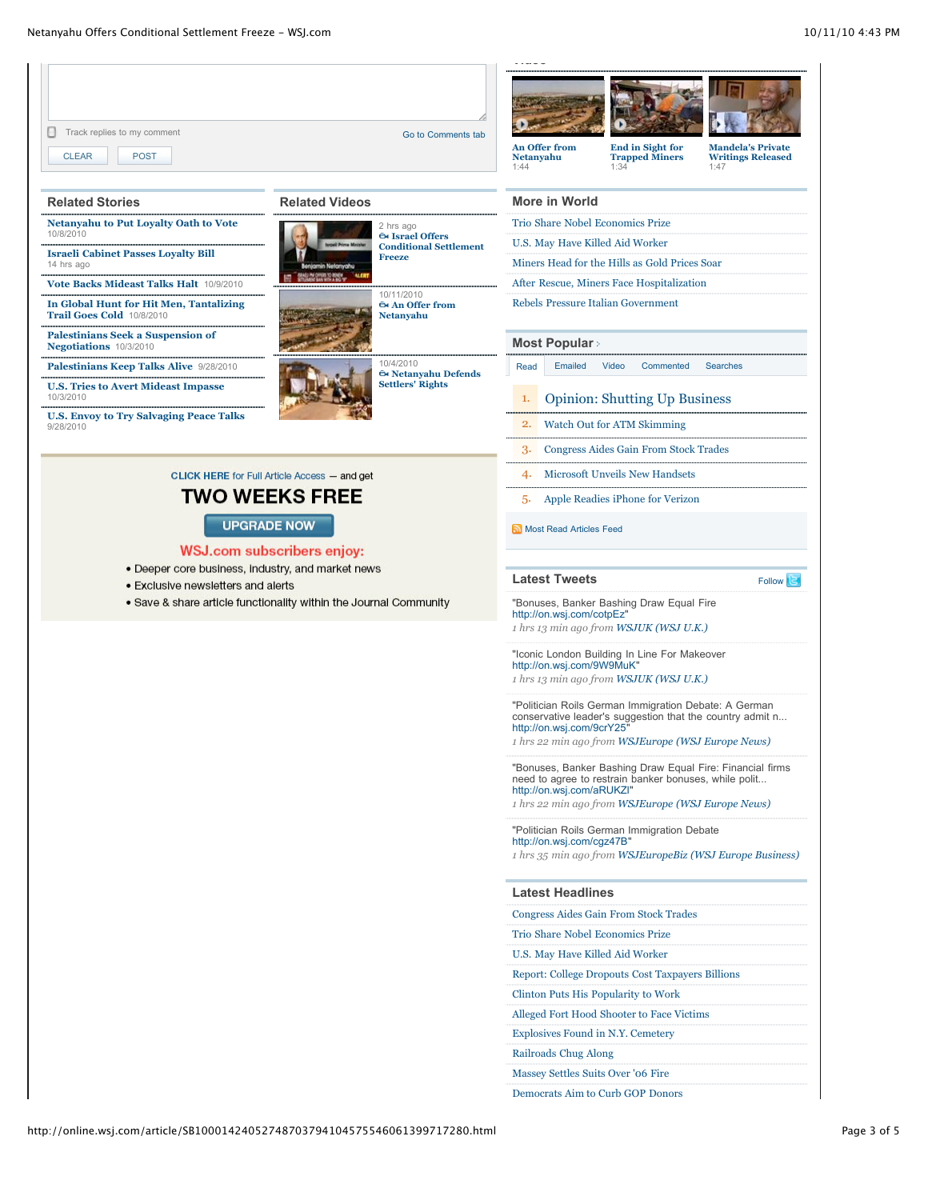Track replies to my comment

Go to Comments tab

CLEAR POST

**An Offer from Netanyahu**
1:44

**End in Sight for Trapped Miners**
1:34

**Mandela's Private Writings Released**
1:47

## Related Stories

- **Netanyahu to Put Loyalty Oath to Vote** 10/8/2010
- **Israeli Cabinet Passes Loyalty Bill** 14 hrs ago
- **Vote Backs Mideast Talks Halt** 10/9/2010
- **In Global Hunt for Hit Men, Tantalizing Trail Goes Cold** 10/8/2010
- **Palestinians Seek a Suspension of Negotiations** 10/3/2010
- **Palestinians Keep Talks Alive** 9/28/2010
- **U.S. Tries to Avert Mideast Impasse** 10/3/2010
- **U.S. Envoy to Try Salvaging Peace Talks** 9/28/2010

## Related Videos

- 2 hrs ago **Israel Offers Conditional Settlement Freeze**
- 10/11/2010 **An Offer from Netanyahu**
- 10/4/2010 **Netanyahu Defends Settlers' Rights**

CLICK HERE for Full Article Access — and get

**TWO WEEKS FREE**

UPGRADE NOW

**WSJ.com subscribers enjoy:**

- Deeper core business, industry, and market news
- Exclusive newsletters and alerts
- Save & share article functionality within the Journal Community

## More in World

- Trio Share Nobel Economics Prize
- U.S. May Have Killed Aid Worker
- Miners Head for the Hills as Gold Prices Soar
- After Rescue, Miners Face Hospitalization
- Rebels Pressure Italian Government

## Most Popular

Read | Emailed | Video | Commented | Searches

1. Opinion: Shutting Up Business
2. Watch Out for ATM Skimming
3. Congress Aides Gain From Stock Trades
4. Microsoft Unveils New Handsets
5. Apple Readies iPhone for Verizon

Most Read Articles Feed

## Latest Tweets

Follow

"Bonuses, Banker Bashing Draw Equal Fire http://on.wsj.com/cotpEz"
*1 hrs 13 min ago from WSJUK (WSJ U.K.)*

"Iconic London Building In Line For Makeover http://on.wsj.com/9W9MuK"
*1 hrs 13 min ago from WSJUK (WSJ U.K.)*

"Politician Roils German Immigration Debate: A German conservative leader's suggestion that the country admit n... http://on.wsj.com/9crY25"
*1 hrs 22 min ago from WSJEurope (WSJ Europe News)*

"Bonuses, Banker Bashing Draw Equal Fire: Financial firms need to agree to restrain banker bonuses, while polit... http://on.wsj.com/aRUKZI"
*1 hrs 22 min ago from WSJEurope (WSJ Europe News)*

"Politician Roils German Immigration Debate http://on.wsj.com/cgz47B"
*1 hrs 35 min ago from WSJEuropeBiz (WSJ Europe Business)*

## Latest Headlines

- Congress Aides Gain From Stock Trades
- Trio Share Nobel Economics Prize
- U.S. May Have Killed Aid Worker
- Report: College Dropouts Cost Taxpayers Billions
- Clinton Puts His Popularity to Work
- Alleged Fort Hood Shooter to Face Victims
- Explosives Found in N.Y. Cemetery
- Railroads Chug Along
- Massey Settles Suits Over '06 Fire
- Democrats Aim to Curb GOP Donors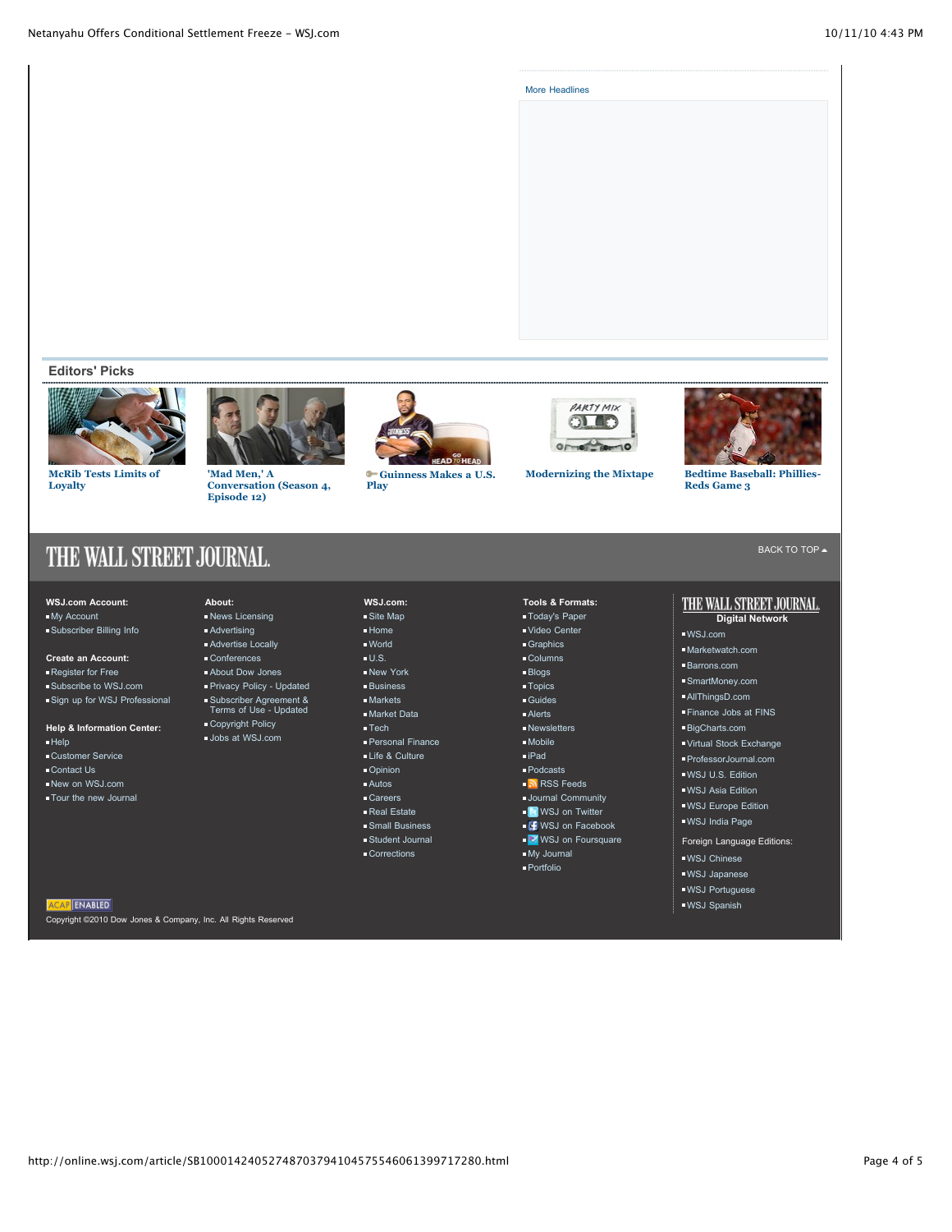More Headlines

## Editors' Picks

**McRib Tests Limits of Loyalty**

**'Mad Men,' A Conversation (Season 4, Episode 12)**

**Guinness Makes a U.S. Play**

**Modernizing the Mixtape**

**Bedtime Baseball: Phillies-Reds Game 3**

THE WALL STREET JOURNAL.

BACK TO TOP

**WSJ.com Account:**
- My Account
- Subscriber Billing Info

**Create an Account:**
- Register for Free
- Subscribe to WSJ.com
- Sign up for WSJ Professional

**Help & Information Center:**
- Help
- Customer Service
- Contact Us
- New on WSJ.com
- Tour the new Journal

**About:**
- News Licensing
- Advertising
- Advertise Locally
- Conferences
- About Dow Jones
- Privacy Policy - Updated
- Subscriber Agreement & Terms of Use - Updated
- Copyright Policy
- Jobs at WSJ.com

**WSJ.com:**
- Site Map
- Home
- World
- U.S.
- New York
- Business
- Markets
- Market Data
- Tech
- Personal Finance
- Life & Culture
- Opinion
- Autos
- Careers
- Real Estate
- Small Business
- Student Journal
- Corrections

**Tools & Formats:**
- Today's Paper
- Video Center
- Graphics
- Columns
- Blogs
- Topics
- Guides
- Alerts
- Newsletters
- Mobile
- iPad
- Podcasts
- RSS Feeds
- Journal Community
- WSJ on Twitter
- WSJ on Facebook
- WSJ on Foursquare
- My Journal
- Portfolio

**THE WALL STREET JOURNAL. Digital Network**
- WSJ.com
- Marketwatch.com
- Barrons.com
- SmartMoney.com
- AllThingsD.com
- Finance Jobs at FINS
- BigCharts.com
- Virtual Stock Exchange
- ProfessorJournal.com
- WSJ U.S. Edition
- WSJ Asia Edition
- WSJ Europe Edition
- WSJ India Page

Foreign Language Editions:
- WSJ Chinese
- WSJ Japanese
- WSJ Portuguese
- WSJ Spanish

ACAP ENABLED

Copyright ©2010 Dow Jones & Company, Inc. All Rights Reserved